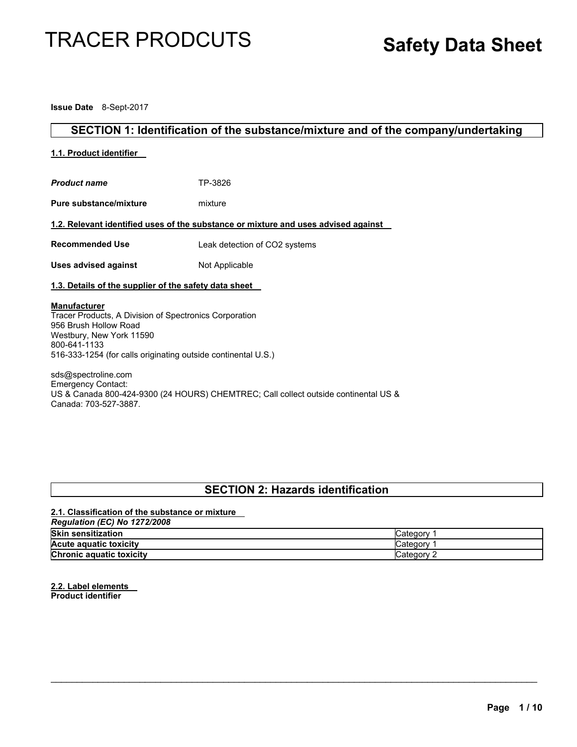# TRACER PRODCUTS

# Safety Data Sheet

**Issue Date** 8-Sept-2017

## SECTION 1: Identification of the substance/mixture and of the company/undertaking

### 1.1. Product identifier

***Product name*** TP-3826

**Pure substance/mixture** mixture

### 1.2. Relevant identified uses of the substance or mixture and uses advised against

**Recommended Use** Leak detection of CO2 systems

**Uses advised against** Not Applicable

### 1.3. Details of the supplier of the safety data sheet

**Manufacturer**
Tracer Products, A Division of Spectronics Corporation
956 Brush Hollow Road
Westbury, New York 11590
800-641-1133
516-333-1254 (for calls originating outside continental U.S.)

sds@spectroline.com
Emergency Contact:
US & Canada 800-424-9300 (24 HOURS) CHEMTREC; Call collect outside continental US & Canada: 703-527-3887.

## SECTION 2: Hazards identification

### 2.1. Classification of the substance or mixture

*Regulation (EC) No 1272/2008*

| | |
|---|---|
| **Skin sensitization** | Category 1 |
| **Acute aquatic toxicity** | Category 1 |
| **Chronic aquatic toxicity** | Category 2 |

### 2.2. Label elements

**Product identifier**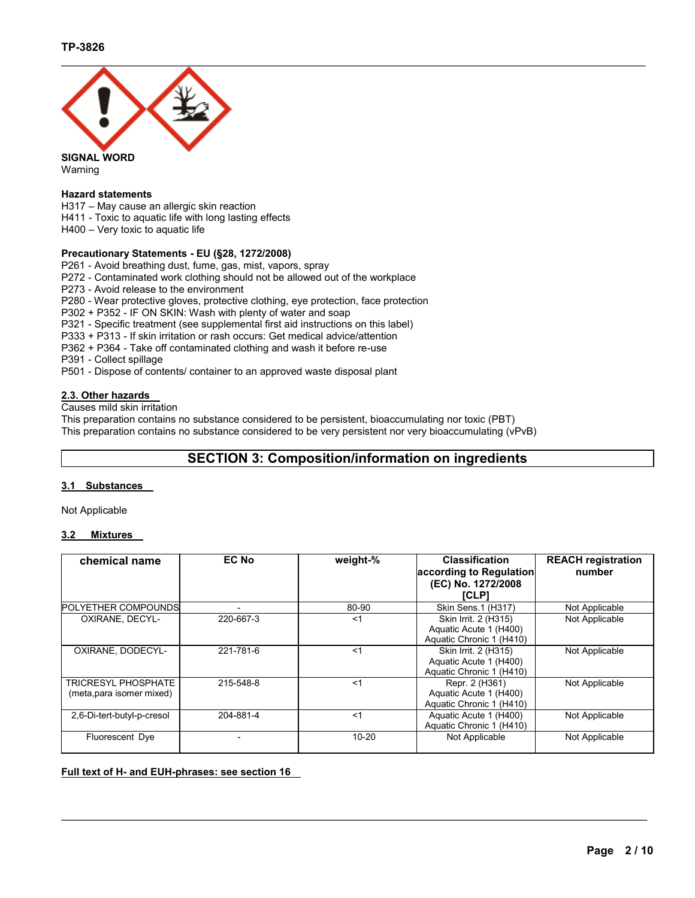**SIGNAL WORD**
Warning

**Hazard statements**
H317 – May cause an allergic skin reaction
H411 - Toxic to aquatic life with long lasting effects
H400 – Very toxic to aquatic life

**Precautionary Statements - EU (§28, 1272/2008)**
P261 - Avoid breathing dust, fume, gas, mist, vapors, spray
P272 - Contaminated work clothing should not be allowed out of the workplace
P273 - Avoid release to the environment
P280 - Wear protective gloves, protective clothing, eye protection, face protection
P302 + P352 - IF ON SKIN: Wash with plenty of water and soap
P321 - Specific treatment (see supplemental first aid instructions on this label)
P333 + P313 - If skin irritation or rash occurs: Get medical advice/attention
P362 + P364 - Take off contaminated clothing and wash it before re-use
P391 - Collect spillage
P501 - Dispose of contents/ container to an approved waste disposal plant

### 2.3. Other hazards

Causes mild skin irritation
This preparation contains no substance considered to be persistent, bioaccumulating nor toxic (PBT)
This preparation contains no substance considered to be very persistent nor very bioaccumulating (vPvB)

## SECTION 3: Composition/information on ingredients

### 3.1 Substances

Not Applicable

### 3.2 Mixtures

| chemical name | EC No | weight-% | Classification according to Regulation (EC) No. 1272/2008 [CLP] | REACH registration number |
|---|---|---|---|---|
| POLYETHER COMPOUNDS | - | 80-90 | Skin Sens.1 (H317) | Not Applicable |
| OXIRANE, DECYL- | 220-667-3 | <1 | Skin Irrit. 2 (H315) Aquatic Acute 1 (H400) Aquatic Chronic 1 (H410) | Not Applicable |
| OXIRANE, DODECYL- | 221-781-6 | <1 | Skin Irrit. 2 (H315) Aquatic Acute 1 (H400) Aquatic Chronic 1 (H410) | Not Applicable |
| TRICRESYL PHOSPHATE (meta,para isomer mixed) | 215-548-8 | <1 | Repr. 2 (H361) Aquatic Acute 1 (H400) Aquatic Chronic 1 (H410) | Not Applicable |
| 2,6-Di-tert-butyl-p-cresol | 204-881-4 | <1 | Aquatic Acute 1 (H400) Aquatic Chronic 1 (H410) | Not Applicable |
| Fluorescent Dye | - | 10-20 | Not Applicable | Not Applicable |

**Full text of H- and EUH-phrases: see section 16**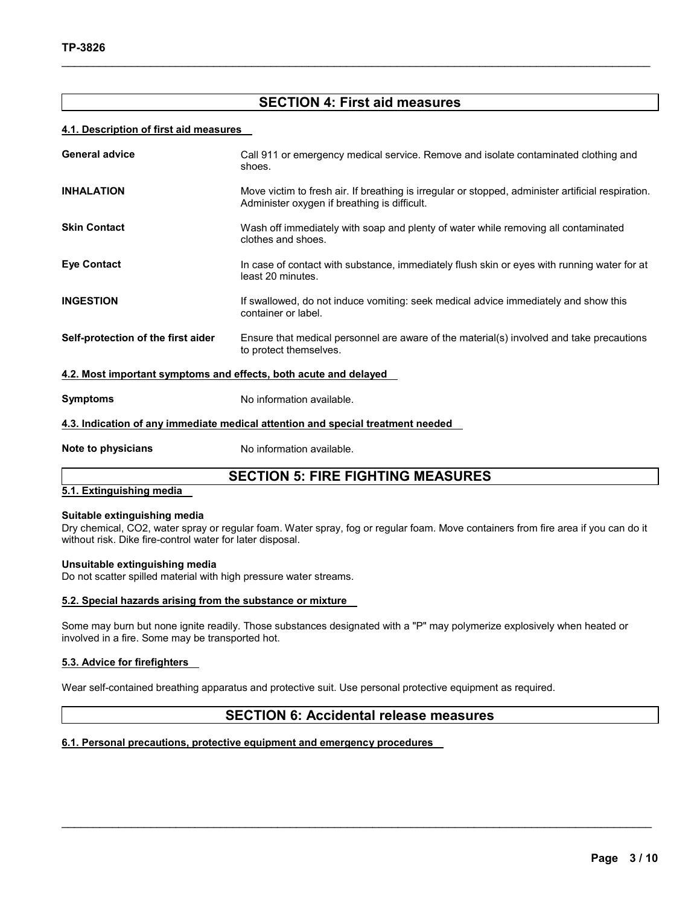## SECTION 4: First aid measures

### 4.1. Description of first aid measures

| | |
|---|---|
| **General advice** | Call 911 or emergency medical service. Remove and isolate contaminated clothing and shoes. |
| **INHALATION** | Move victim to fresh air. If breathing is irregular or stopped, administer artificial respiration. Administer oxygen if breathing is difficult. |
| **Skin Contact** | Wash off immediately with soap and plenty of water while removing all contaminated clothes and shoes. |
| **Eye Contact** | In case of contact with substance, immediately flush skin or eyes with running water for at least 20 minutes. |
| **INGESTION** | If swallowed, do not induce vomiting: seek medical advice immediately and show this container or label. |
| **Self-protection of the first aider** | Ensure that medical personnel are aware of the material(s) involved and take precautions to protect themselves. |

### 4.2. Most important symptoms and effects, both acute and delayed

**Symptoms** No information available.

### 4.3. Indication of any immediate medical attention and special treatment needed

**Note to physicians** No information available.

## SECTION 5: FIRE FIGHTING MEASURES

### 5.1. Extinguishing media

**Suitable extinguishing media**
Dry chemical, $CO_2$, water spray or regular foam. Water spray, fog or regular foam. Move containers from fire area if you can do it without risk. Dike fire-control water for later disposal.

**Unsuitable extinguishing media**
Do not scatter spilled material with high pressure water streams.

### 5.2. Special hazards arising from the substance or mixture

Some may burn but none ignite readily. Those substances designated with a "P" may polymerize explosively when heated or involved in a fire. Some may be transported hot.

### 5.3. Advice for firefighters

Wear self-contained breathing apparatus and protective suit. Use personal protective equipment as required.

## SECTION 6: Accidental release measures

### 6.1. Personal precautions, protective equipment and emergency procedures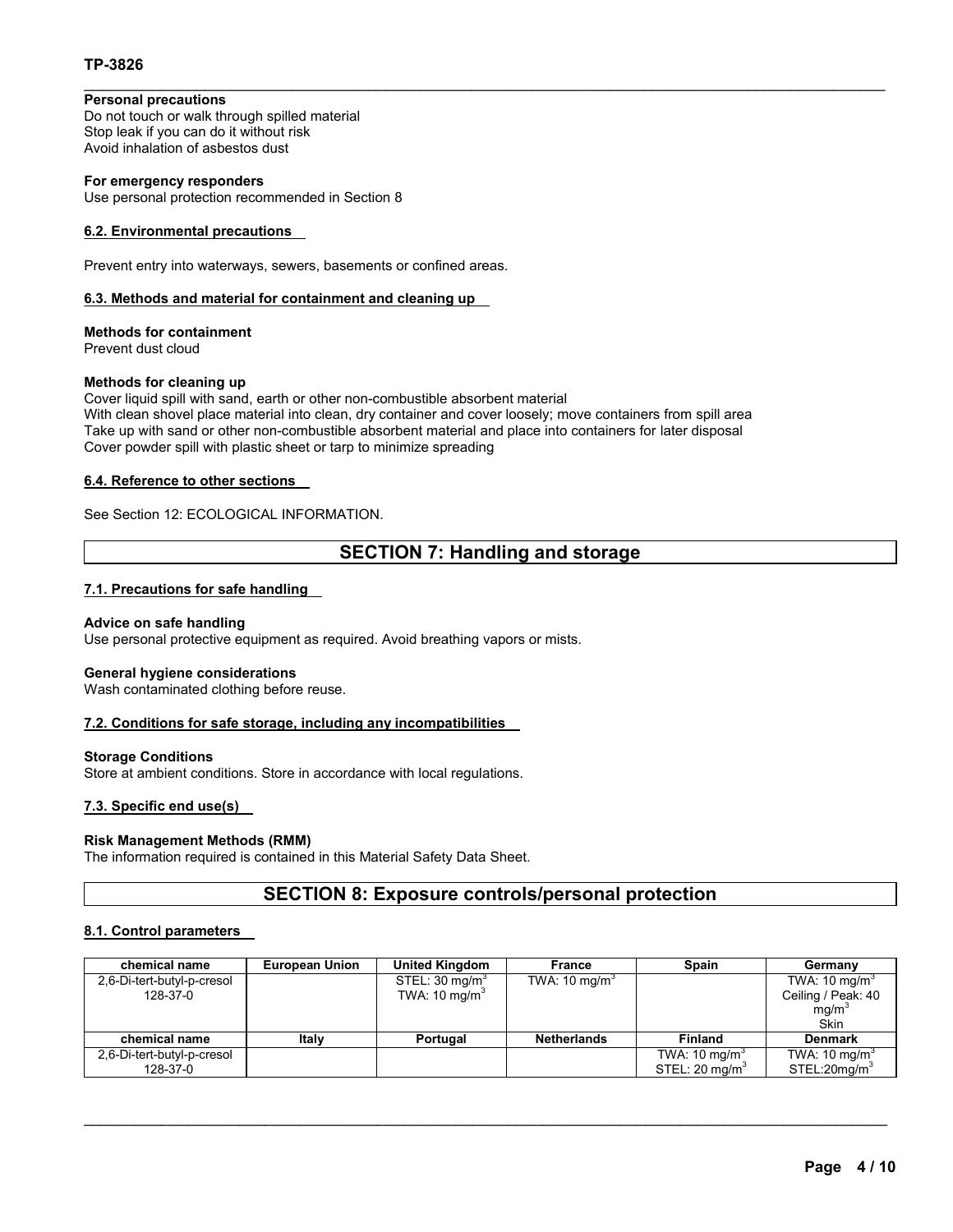**Personal precautions**
Do not touch or walk through spilled material
Stop leak if you can do it without risk
Avoid inhalation of asbestos dust

**For emergency responders**
Use personal protection recommended in Section 8

### 6.2. Environmental precautions

Prevent entry into waterways, sewers, basements or confined areas.

### 6.3. Methods and material for containment and cleaning up

**Methods for containment**
Prevent dust cloud

**Methods for cleaning up**
Cover liquid spill with sand, earth or other non-combustible absorbent material
With clean shovel place material into clean, dry container and cover loosely; move containers from spill area
Take up with sand or other non-combustible absorbent material and place into containers for later disposal
Cover powder spill with plastic sheet or tarp to minimize spreading

### 6.4. Reference to other sections

See Section 12: ECOLOGICAL INFORMATION.

## SECTION 7: Handling and storage

### 7.1. Precautions for safe handling

**Advice on safe handling**
Use personal protective equipment as required. Avoid breathing vapors or mists.

**General hygiene considerations**
Wash contaminated clothing before reuse.

### 7.2. Conditions for safe storage, including any incompatibilities

**Storage Conditions**
Store at ambient conditions. Store in accordance with local regulations.

### 7.3. Specific end use(s)

**Risk Management Methods (RMM)**
The information required is contained in this Material Safety Data Sheet.

## SECTION 8: Exposure controls/personal protection

### 8.1. Control parameters

| chemical name | European Union | United Kingdom | France | Spain | Germany |
|---|---|---|---|---|---|
| 2,6-Di-tert-butyl-p-cresol 128-37-0 | | STEL: 30 mg/m$^3$ TWA: 10 mg/m$^3$ | TWA: 10 mg/m$^3$ | | TWA: 10 mg/m$^3$ Ceiling / Peak: 40 mg/m$^3$ Skin |
| **chemical name** | **Italy** | **Portugal** | **Netherlands** | **Finland** | **Denmark** |
| 2,6-Di-tert-butyl-p-cresol 128-37-0 | | | | TWA: 10 mg/m$^3$ STEL: 20 mg/m$^3$ | TWA: 10 mg/m$^3$ STEL:20mg/m$^3$ |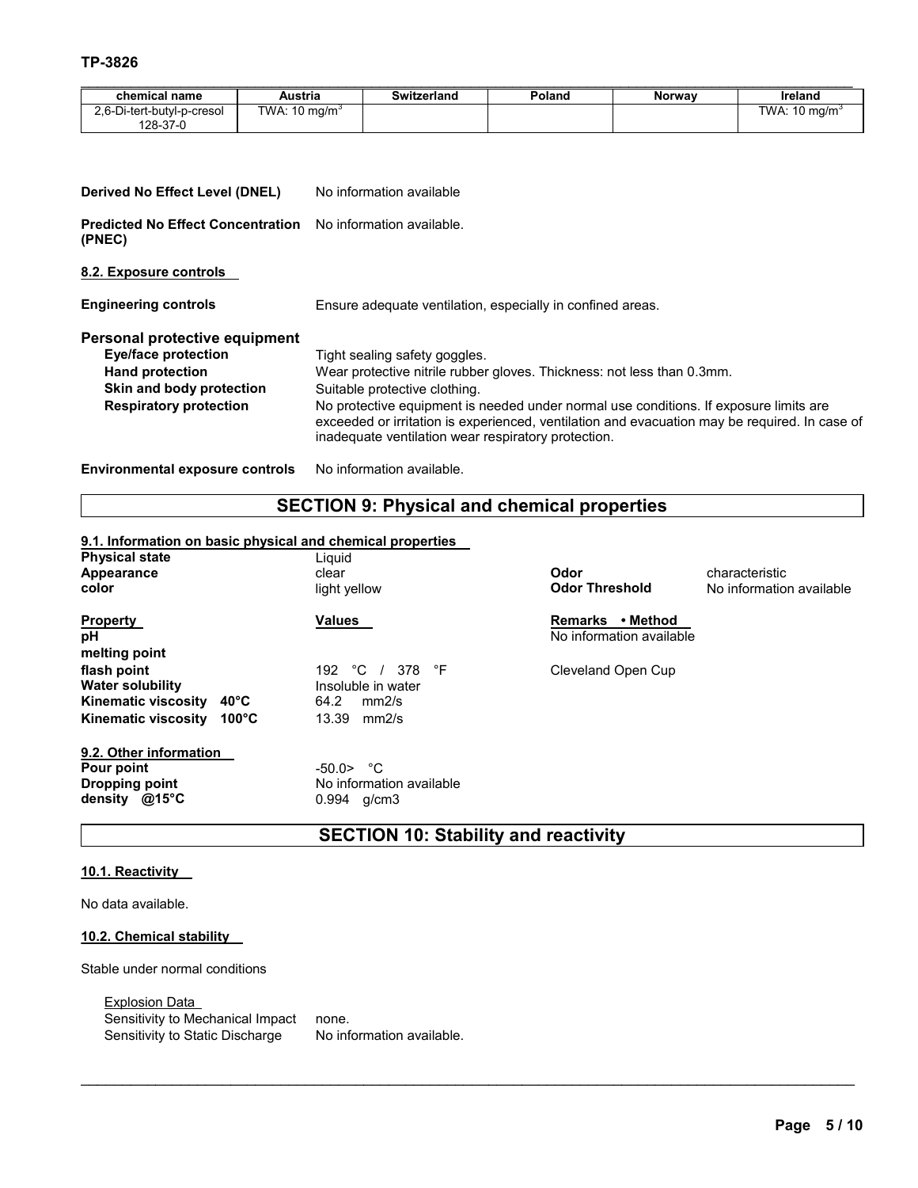| chemical name | Austria | Switzerland | Poland | Norway | Ireland |
|---|---|---|---|---|---|
| 2,6-Di-tert-butyl-p-cresol 128-37-0 | TWA: 10 mg/m$^3$ | | | | TWA: 10 mg/m$^3$ |

**Derived No Effect Level (DNEL)** No information available

**Predicted No Effect Concentration (PNEC)** No information available.

### 8.2. Exposure controls

**Engineering controls** Ensure adequate ventilation, especially in confined areas.

**Personal protective equipment**

**Eye/face protection** Tight sealing safety goggles.

**Hand protection** Wear protective nitrile rubber gloves. Thickness: not less than 0.3mm.

**Skin and body protection** Suitable protective clothing.

**Respiratory protection** No protective equipment is needed under normal use conditions. If exposure limits are exceeded or irritation is experienced, ventilation and evacuation may be required. In case of inadequate ventilation wear respiratory protection.

**Environmental exposure controls** No information available.

## SECTION 9: Physical and chemical properties

### 9.1. Information on basic physical and chemical properties

**Physical state** Liquid

**Appearance** clear

**color** light yellow

**Odor** characteristic

**Odor Threshold** No information available

| Property | Values | Remarks • Method |
|---|---|---|
| pH | | No information available |
| melting point | | |
| flash point | 192 °C / 378 °F | Cleveland Open Cup |
| Water solubility | Insoluble in water | |
| Kinematic viscosity 40°C | 64.2 mm2/s | |
| Kinematic viscosity 100°C | 13.39 mm2/s | |

### 9.2. Other information

**Pour point** -50.0> °C

**Dropping point** No information available

**density @15°C** 0.994 g/cm3

## SECTION 10: Stability and reactivity

### 10.1. Reactivity

No data available.

### 10.2. Chemical stability

Stable under normal conditions

Explosion Data

Sensitivity to Mechanical Impact none.

Sensitivity to Static Discharge No information available.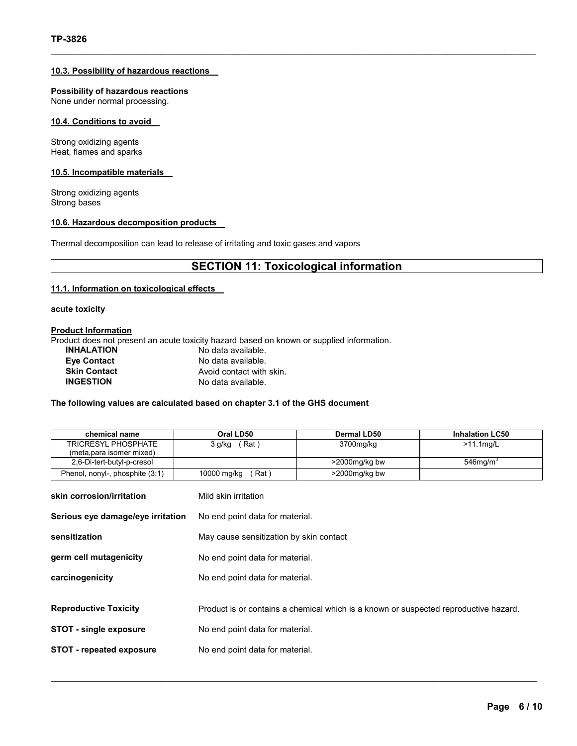#### 10.3. Possibility of hazardous reactions

**Possibility of hazardous reactions**
None under normal processing.

#### 10.4. Conditions to avoid

Strong oxidizing agents
Heat, flames and sparks

#### 10.5. Incompatible materials

Strong oxidizing agents
Strong bases

#### 10.6. Hazardous decomposition products

Thermal decomposition can lead to release of irritating and toxic gases and vapors

## SECTION 11: Toxicological information

#### 11.1. Information on toxicological effects

**acute toxicity**

**Product Information**
Product does not present an acute toxicity hazard based on known or supplied information.

| | |
|---|---|
| **INHALATION** | No data available. |
| **Eye Contact** | No data available. |
| **Skin Contact** | Avoid contact with skin. |
| **INGESTION** | No data available. |

**The following values are calculated based on chapter 3.1 of the GHS document**

| chemical name | Oral LD50 | Dermal LD50 | Inhalation LC50 |
|---|---|---|---|
| TRICRESYL PHOSPHATE (meta,para isomer mixed) | 3 g/kg ( Rat ) | 3700mg/kg | >11.1mg/L |
| 2,6-Di-tert-butyl-p-cresol | | >2000mg/kg bw | 546mg/m$^3$ |
| Phenol, nonyl-, phosphite (3:1) | 10000 mg/kg ( Rat ) | >2000mg/kg bw | |

| | |
|---|---|
| **skin corrosion/irritation** | Mild skin irritation |
| **Serious eye damage/eye irritation** | No end point data for material. |
| **sensitization** | May cause sensitization by skin contact |
| **germ cell mutagenicity** | No end point data for material. |
| **carcinogenicity** | No end point data for material. |
| **Reproductive Toxicity** | Product is or contains a chemical which is a known or suspected reproductive hazard. |
| **STOT - single exposure** | No end point data for material. |
| **STOT - repeated exposure** | No end point data for material. |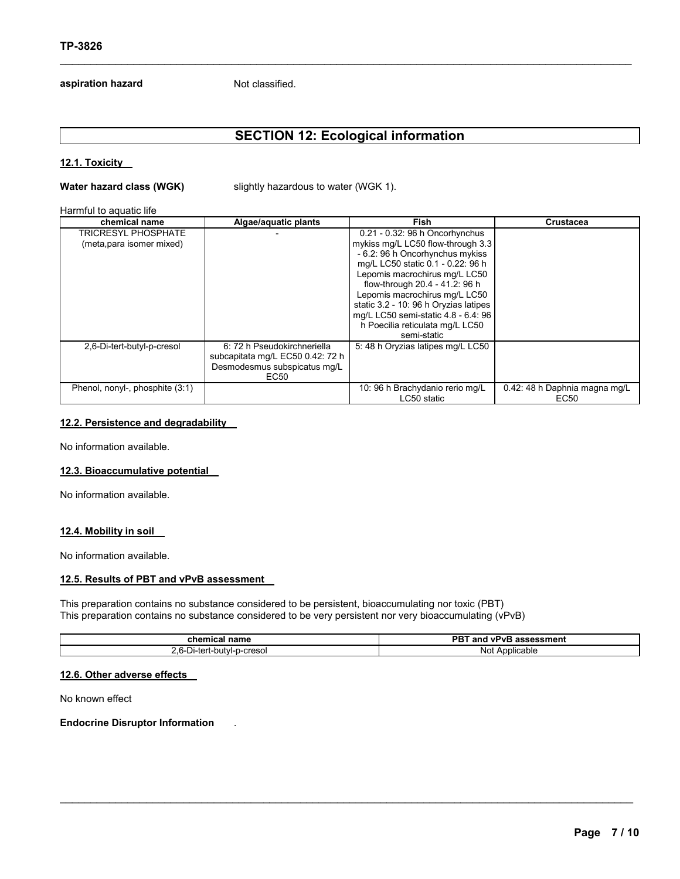**aspiration hazard** Not classified.

## SECTION 12: Ecological information

### 12.1. Toxicity

**Water hazard class (WGK)** slightly hazardous to water (WGK 1).

Harmful to aquatic life

| chemical name | Algae/aquatic plants | Fish | Crustacea |
|---|---|---|---|
| TRICRESYL PHOSPHATE (meta,para isomer mixed) | - | 0.21 - 0.32: 96 h Oncorhynchus mykiss mg/L LC50 flow-through 3.3 - 6.2: 96 h Oncorhynchus mykiss mg/L LC50 static 0.1 - 0.22: 96 h Lepomis macrochirus mg/L LC50 flow-through 20.4 - 41.2: 96 h Lepomis macrochirus mg/L LC50 static 3.2 - 10: 96 h Oryzias latipes mg/L LC50 semi-static 4.8 - 6.4: 96 h Poecilia reticulata mg/L LC50 semi-static | |
| 2,6-Di-tert-butyl-p-cresol | 6: 72 h Pseudokirchneriella subcapitata mg/L EC50 0.42: 72 h Desmodesmus subspicatus mg/L EC50 | 5: 48 h Oryzias latipes mg/L LC50 | |
| Phenol, nonyl-, phosphite (3:1) | | 10: 96 h Brachydanio rerio mg/L LC50 static | 0.42: 48 h Daphnia magna mg/L EC50 |

### 12.2. Persistence and degradability

No information available.

### 12.3. Bioaccumulative potential

No information available.

### 12.4. Mobility in soil

No information available.

### 12.5. Results of PBT and vPvB assessment

This preparation contains no substance considered to be persistent, bioaccumulating nor toxic (PBT)
This preparation contains no substance considered to be very persistent nor very bioaccumulating (vPvB)

| chemical name | PBT and vPvB assessment |
|---|---|
| 2,6-Di-tert-butyl-p-cresol | Not Applicable |

### 12.6. Other adverse effects

No known effect

**Endocrine Disruptor Information** .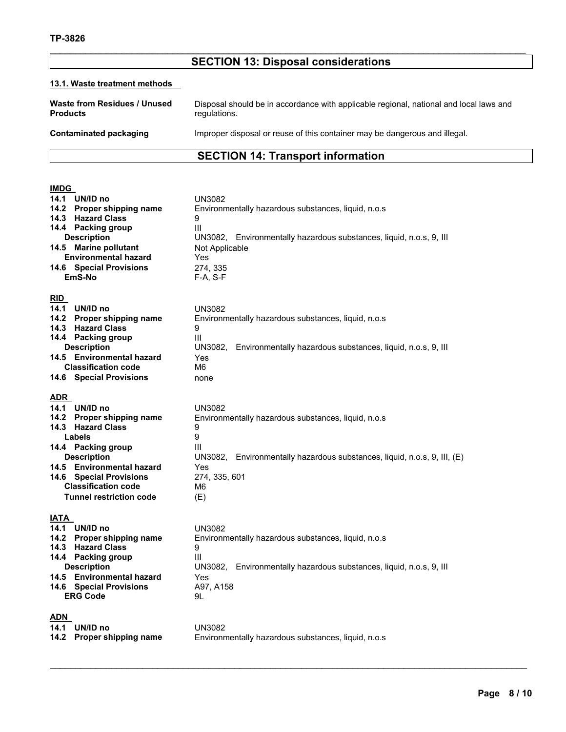## SECTION 13: Disposal considerations

### 13.1. Waste treatment methods

| | |
|---|---|
| **Waste from Residues / Unused Products** | Disposal should be in accordance with applicable regional, national and local laws and regulations. |
| **Contaminated packaging** | Improper disposal or reuse of this container may be dangerous and illegal. |

## SECTION 14: Transport information

### IMDG

| | |
|---|---|
| **14.1 UN/ID no** | UN3082 |
| **14.2 Proper shipping name** | Environmentally hazardous substances, liquid, n.o.s |
| **14.3 Hazard Class** | 9 |
| **14.4 Packing group** | III |
| **Description** | UN3082, Environmentally hazardous substances, liquid, n.o.s, 9, III |
| **14.5 Marine pollutant** | Not Applicable |
| **Environmental hazard** | Yes |
| **14.6 Special Provisions** | 274, 335 |
| **EmS-No** | F-A, S-F |

### RID

| | |
|---|---|
| **14.1 UN/ID no** | UN3082 |
| **14.2 Proper shipping name** | Environmentally hazardous substances, liquid, n.o.s |
| **14.3 Hazard Class** | 9 |
| **14.4 Packing group** | III |
| **Description** | UN3082, Environmentally hazardous substances, liquid, n.o.s, 9, III |
| **14.5 Environmental hazard** | Yes |
| **Classification code** | M6 |
| **14.6 Special Provisions** | none |

### ADR

| | |
|---|---|
| **14.1 UN/ID no** | UN3082 |
| **14.2 Proper shipping name** | Environmentally hazardous substances, liquid, n.o.s |
| **14.3 Hazard Class** | 9 |
| **Labels** | 9 |
| **14.4 Packing group** | III |
| **Description** | UN3082, Environmentally hazardous substances, liquid, n.o.s, 9, III, (E) |
| **14.5 Environmental hazard** | Yes |
| **14.6 Special Provisions** | 274, 335, 601 |
| **Classification code** | M6 |
| **Tunnel restriction code** | (E) |

### IATA

| | |
|---|---|
| **14.1 UN/ID no** | UN3082 |
| **14.2 Proper shipping name** | Environmentally hazardous substances, liquid, n.o.s |
| **14.3 Hazard Class** | 9 |
| **14.4 Packing group** | III |
| **Description** | UN3082, Environmentally hazardous substances, liquid, n.o.s, 9, III |
| **14.5 Environmental hazard** | Yes |
| **14.6 Special Provisions** | A97, A158 |
| **ERG Code** | 9L |

### ADN

| | |
|---|---|
| **14.1 UN/ID no** | UN3082 |
| **14.2 Proper shipping name** | Environmentally hazardous substances, liquid, n.o.s |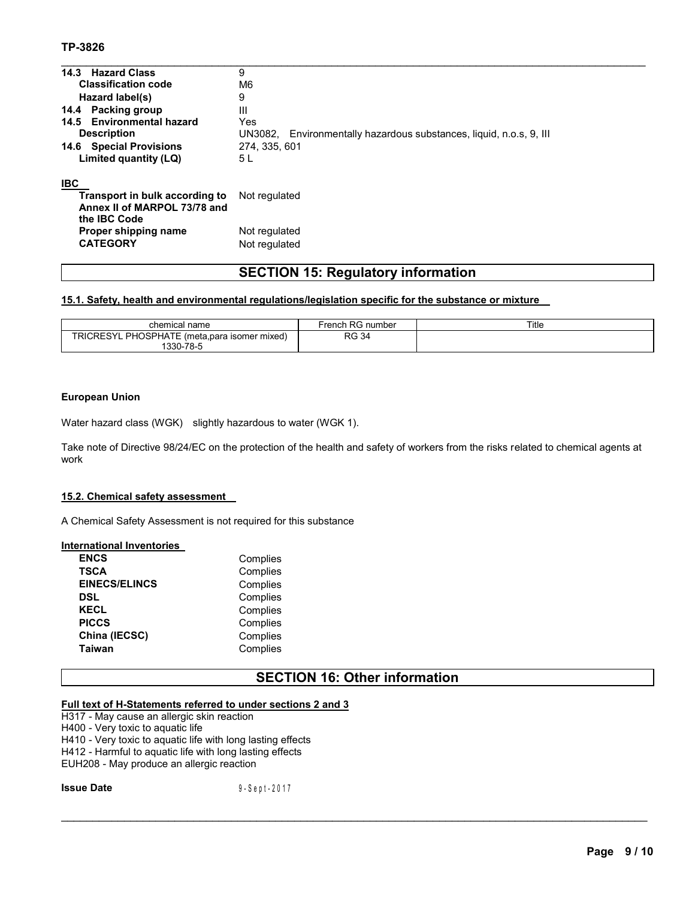| | |
|---|---|
| **14.3 Hazard Class** | 9 |
| **Classification code** | M6 |
| **Hazard label(s)** | 9 |
| **14.4 Packing group** | III |
| **14.5 Environmental hazard** | Yes |
| **Description** | UN3082, Environmentally hazardous substances, liquid, n.o.s, 9, III |
| **14.6 Special Provisions** | 274, 335, 601 |
| **Limited quantity (LQ)** | 5 L |

**IBC**

| | |
|---|---|
| **Transport in bulk according to Annex II of MARPOL 73/78 and the IBC Code** | Not regulated |
| **Proper shipping name** | Not regulated |
| **CATEGORY** | Not regulated |

## SECTION 15: Regulatory information

**15.1. Safety, health and environmental regulations/legislation specific for the substance or mixture**

| chemical name | French RG number | Title |
|---|---|---|
| TRICRESYL PHOSPHATE (meta,para isomer mixed) 1330-78-5 | RG 34 | |

**European Union**

Water hazard class (WGK) slightly hazardous to water (WGK 1).

Take note of Directive 98/24/EC on the protection of the health and safety of workers from the risks related to chemical agents at work

**15.2. Chemical safety assessment**

A Chemical Safety Assessment is not required for this substance

**International Inventories**

| | |
|---|---|
| **ENCS** | Complies |
| **TSCA** | Complies |
| **EINECS/ELINCS** | Complies |
| **DSL** | Complies |
| **KECL** | Complies |
| **PICCS** | Complies |
| **China (IECSC)** | Complies |
| **Taiwan** | Complies |

## SECTION 16: Other information

**Full text of H-Statements referred to under sections 2 and 3**

H317 - May cause an allergic skin reaction
H400 - Very toxic to aquatic life
H410 - Very toxic to aquatic life with long lasting effects
H412 - Harmful to aquatic life with long lasting effects
EUH208 - May produce an allergic reaction

**Issue Date** 9-Sept-2017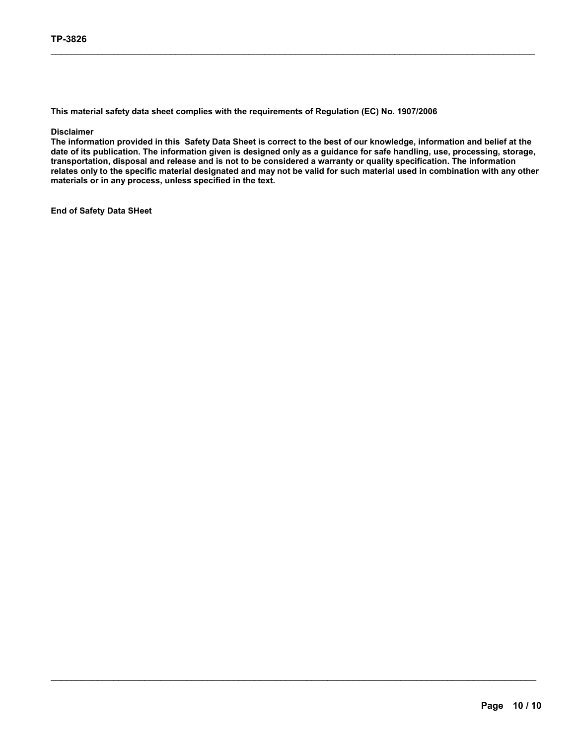**This material safety data sheet complies with the requirements of Regulation (EC) No. 1907/2006**

**Disclaimer**

**The information provided in this Safety Data Sheet is correct to the best of our knowledge, information and belief at the date of its publication. The information given is designed only as a guidance for safe handling, use, processing, storage, transportation, disposal and release and is not to be considered a warranty or quality specification. The information relates only to the specific material designated and may not be valid for such material used in combination with any other materials or in any process, unless specified in the text.**

**End of Safety Data SHeet**